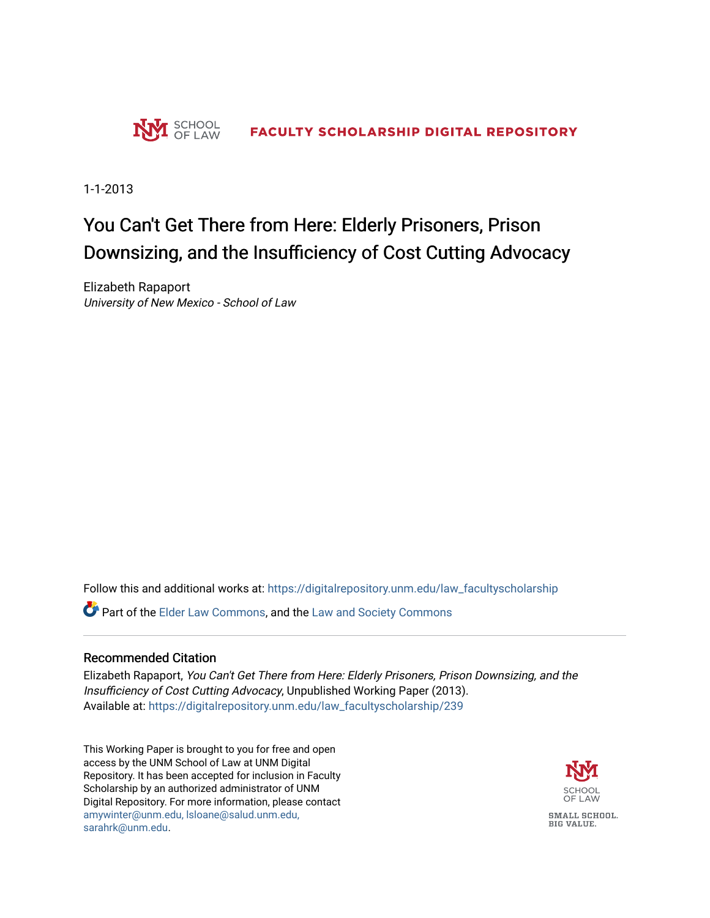SCHOOL OF LAW

**FACULTY SCHOLARSHIP DIGITAL REPOSITORY**

1-1-2013

# You Can't Get There from Here: Elderly Prisoners, Prison Downsizing, and the Insufficiency of Cost Cutting Advocacy

Elizabeth Rapaport
*University of New Mexico - School of Law*

Follow this and additional works at: https://digitalrepository.unm.edu/law_facultyscholarship

Part of the Elder Law Commons, and the Law and Society Commons

## Recommended Citation

Elizabeth Rapaport, *You Can't Get There from Here: Elderly Prisoners, Prison Downsizing, and the Insufficiency of Cost Cutting Advocacy*, Unpublished Working Paper (2013).
Available at: https://digitalrepository.unm.edu/law_facultyscholarship/239

This Working Paper is brought to you for free and open access by the UNM School of Law at UNM Digital Repository. It has been accepted for inclusion in Faculty Scholarship by an authorized administrator of UNM Digital Repository. For more information, please contact amywinter@unm.edu, lsloane@salud.unm.edu, sarahrk@unm.edu.

SCHOOL OF LAW

SMALL SCHOOL. BIG VALUE.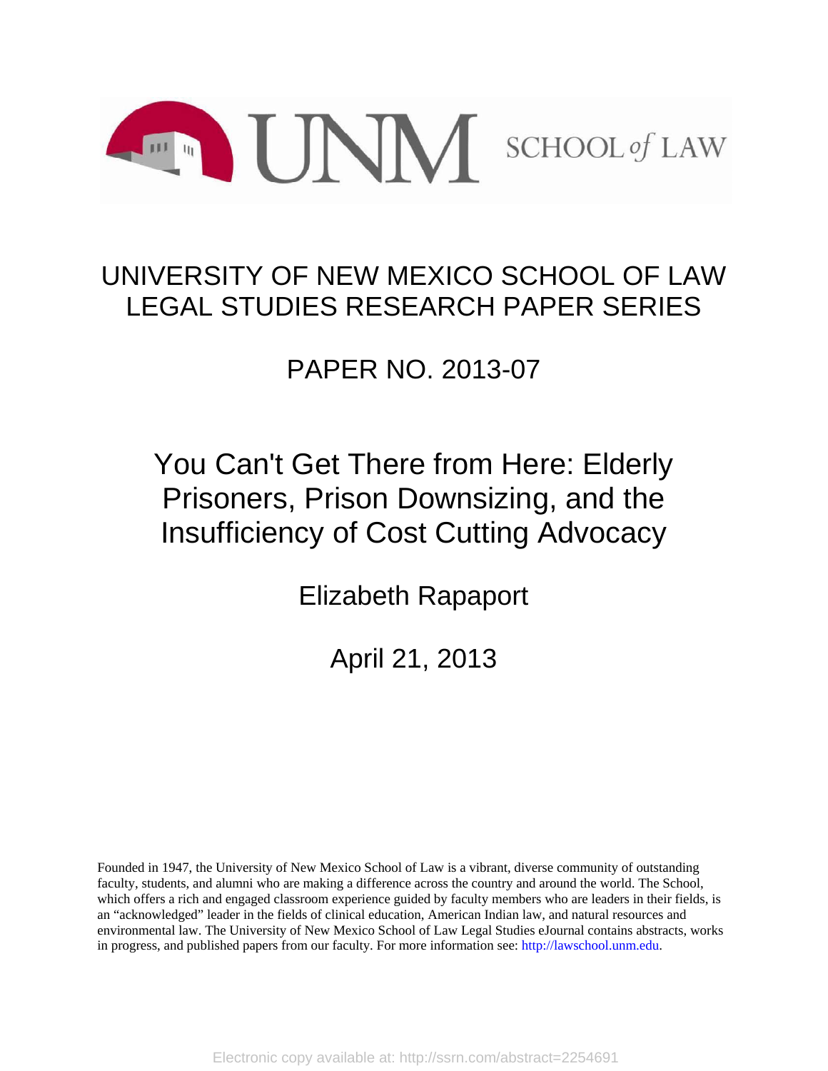# UNIVERSITY OF NEW MEXICO SCHOOL OF LAW
# LEGAL STUDIES RESEARCH PAPER SERIES

## PAPER NO. 2013-07

# You Can't Get There from Here: Elderly Prisoners, Prison Downsizing, and the Insufficiency of Cost Cutting Advocacy

Elizabeth Rapaport

April 21, 2013

Founded in 1947, the University of New Mexico School of Law is a vibrant, diverse community of outstanding faculty, students, and alumni who are making a difference across the country and around the world. The School, which offers a rich and engaged classroom experience guided by faculty members who are leaders in their fields, is an "acknowledged" leader in the fields of clinical education, American Indian law, and natural resources and environmental law. The University of New Mexico School of Law Legal Studies eJournal contains abstracts, works in progress, and published papers from our faculty. For more information see: http://lawschool.unm.edu.

Electronic copy available at: http://ssrn.com/abstract=2254691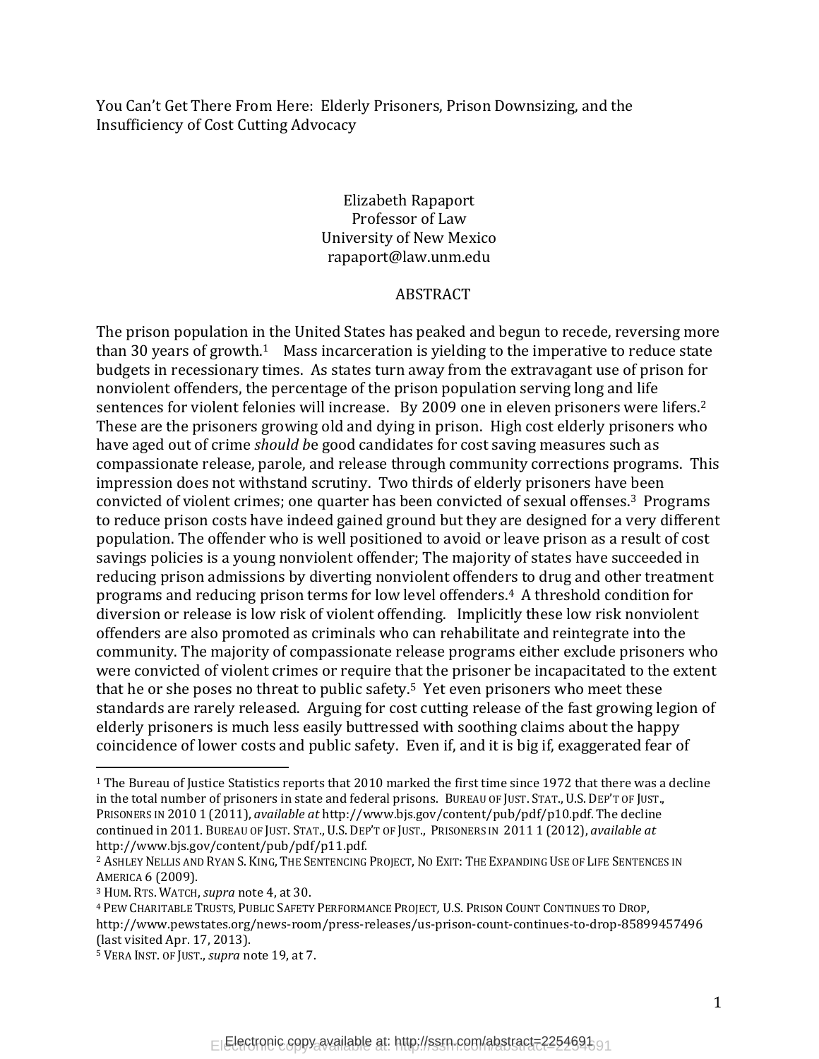You Can't Get There From Here: Elderly Prisoners, Prison Downsizing, and the Insufficiency of Cost Cutting Advocacy

Elizabeth Rapaport
Professor of Law
University of New Mexico
rapaport@law.unm.edu

## ABSTRACT

The prison population in the United States has peaked and begun to recede, reversing more than 30 years of growth.[1] Mass incarceration is yielding to the imperative to reduce state budgets in recessionary times. As states turn away from the extravagant use of prison for nonviolent offenders, the percentage of the prison population serving long and life sentences for violent felonies will increase. By 2009 one in eleven prisoners were lifers.[2] These are the prisoners growing old and dying in prison. High cost elderly prisoners who have aged out of crime *should b*e good candidates for cost saving measures such as compassionate release, parole, and release through community corrections programs. This impression does not withstand scrutiny. Two thirds of elderly prisoners have been convicted of violent crimes; one quarter has been convicted of sexual offenses.[3] Programs to reduce prison costs have indeed gained ground but they are designed for a very different population. The offender who is well positioned to avoid or leave prison as a result of cost savings policies is a young nonviolent offender; The majority of states have succeeded in reducing prison admissions by diverting nonviolent offenders to drug and other treatment programs and reducing prison terms for low level offenders.[4] A threshold condition for diversion or release is low risk of violent offending. Implicitly these low risk nonviolent offenders are also promoted as criminals who can rehabilitate and reintegrate into the community. The majority of compassionate release programs either exclude prisoners who were convicted of violent crimes or require that the prisoner be incapacitated to the extent that he or she poses no threat to public safety.[5] Yet even prisoners who meet these standards are rarely released. Arguing for cost cutting release of the fast growing legion of elderly prisoners is much less easily buttressed with soothing claims about the happy coincidence of lower costs and public safety. Even if, and it is big if, exaggerated fear of

---

[1] The Bureau of Justice Statistics reports that 2010 marked the first time since 1972 that there was a decline in the total number of prisoners in state and federal prisons. BUREAU OF JUST. STAT., U.S. DEP'T OF JUST., PRISONERS IN 2010 1 (2011), *available at* http://www.bjs.gov/content/pub/pdf/p10.pdf. The decline continued in 2011. BUREAU OF JUST. STAT., U.S. DEP'T OF JUST., PRISONERS IN 2011 1 (2012), *available at* http://www.bjs.gov/content/pub/pdf/p11.pdf.

[2] ASHLEY NELLIS AND RYAN S. KING, THE SENTENCING PROJECT, NO EXIT: THE EXPANDING USE OF LIFE SENTENCES IN AMERICA 6 (2009).

[3] HUM. RTS. WATCH, *supra* note 4, at 30.

[4] PEW CHARITABLE TRUSTS, PUBLIC SAFETY PERFORMANCE PROJECT, U.S. PRISON COUNT CONTINUES TO DROP, http://www.pewstates.org/news-room/press-releases/us-prison-count-continues-to-drop-85899457496 (last visited Apr. 17, 2013).

[5] VERA INST. OF JUST., *supra* note 19, at 7.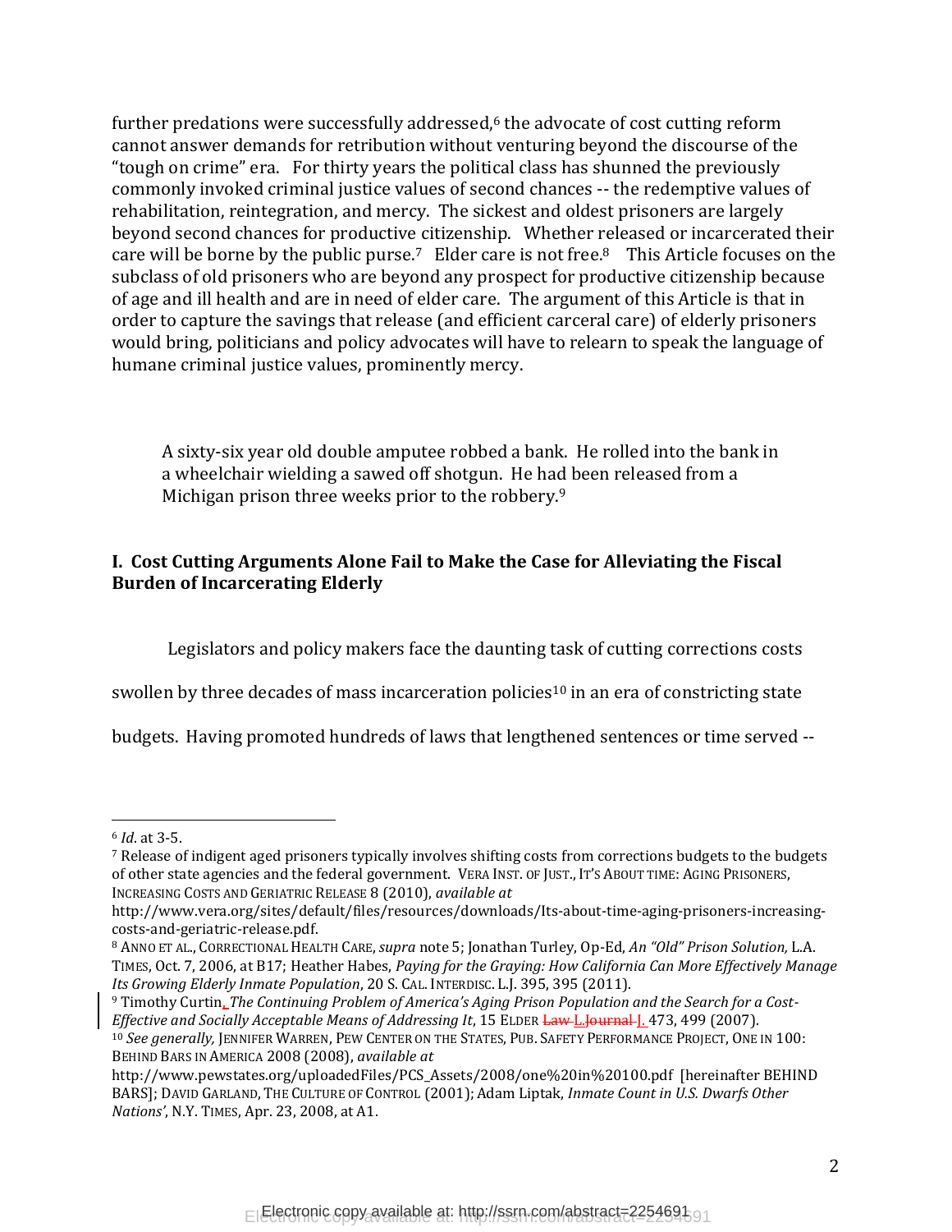further predations were successfully addressed,[6] the advocate of cost cutting reform cannot answer demands for retribution without venturing beyond the discourse of the "tough on crime" era. For thirty years the political class has shunned the previously commonly invoked criminal justice values of second chances -- the redemptive values of rehabilitation, reintegration, and mercy. The sickest and oldest prisoners are largely beyond second chances for productive citizenship. Whether released or incarcerated their care will be borne by the public purse.[7] Elder care is not free.[8] This Article focuses on the subclass of old prisoners who are beyond any prospect for productive citizenship because of age and ill health and are in need of elder care. The argument of this Article is that in order to capture the savings that release (and efficient carceral care) of elderly prisoners would bring, politicians and policy advocates will have to relearn to speak the language of humane criminal justice values, prominently mercy.

> A sixty-six year old double amputee robbed a bank. He rolled into the bank in a wheelchair wielding a sawed off shotgun. He had been released from a Michigan prison three weeks prior to the robbery.[9]

## I. Cost Cutting Arguments Alone Fail to Make the Case for Alleviating the Fiscal Burden of Incarcerating Elderly

Legislators and policy makers face the daunting task of cutting corrections costs swollen by three decades of mass incarceration policies[10] in an era of constricting state budgets. Having promoted hundreds of laws that lengthened sentences or time served --

---

[6] *Id*. at 3-5.

[7] Release of indigent aged prisoners typically involves shifting costs from corrections budgets to the budgets of other state agencies and the federal government. VERA INST. OF JUST., IT'S ABOUT TIME: AGING PRISONERS, INCREASING COSTS AND GERIATRIC RELEASE 8 (2010), *available at* http://www.vera.org/sites/default/files/resources/downloads/Its-about-time-aging-prisoners-increasing-costs-and-geriatric-release.pdf.

[8] ANNO ET AL., CORRECTIONAL HEALTH CARE, *supra* note 5; Jonathan Turley, Op-Ed, *An "Old" Prison Solution,* L.A. TIMES, Oct. 7, 2006, at B17; Heather Habes, *Paying for the Graying: How California Can More Effectively Manage Its Growing Elderly Inmate Population*, 20 S. CAL. INTERDISC. L.J. 395, 395 (2011).

[9] Timothy Curtin, *The Continuing Problem of America's Aging Prison Population and the Search for a Cost-Effective and Socially Acceptable Means of Addressing It*, 15 ELDER ~~Law~~ L.~~Journal~~ J. 473, 499 (2007).

[10] *See generally,* JENNIFER WARREN, PEW CENTER ON THE STATES, PUB. SAFETY PERFORMANCE PROJECT, ONE IN 100: BEHIND BARS IN AMERICA 2008 (2008), *available at* http://www.pewstates.org/uploadedFiles/PCS_Assets/2008/one%20in%20100.pdf [hereinafter BEHIND BARS]; DAVID GARLAND, THE CULTURE OF CONTROL (2001); Adam Liptak, *Inmate Count in U.S. Dwarfs Other Nations'*, N.Y. TIMES, Apr. 23, 2008, at A1.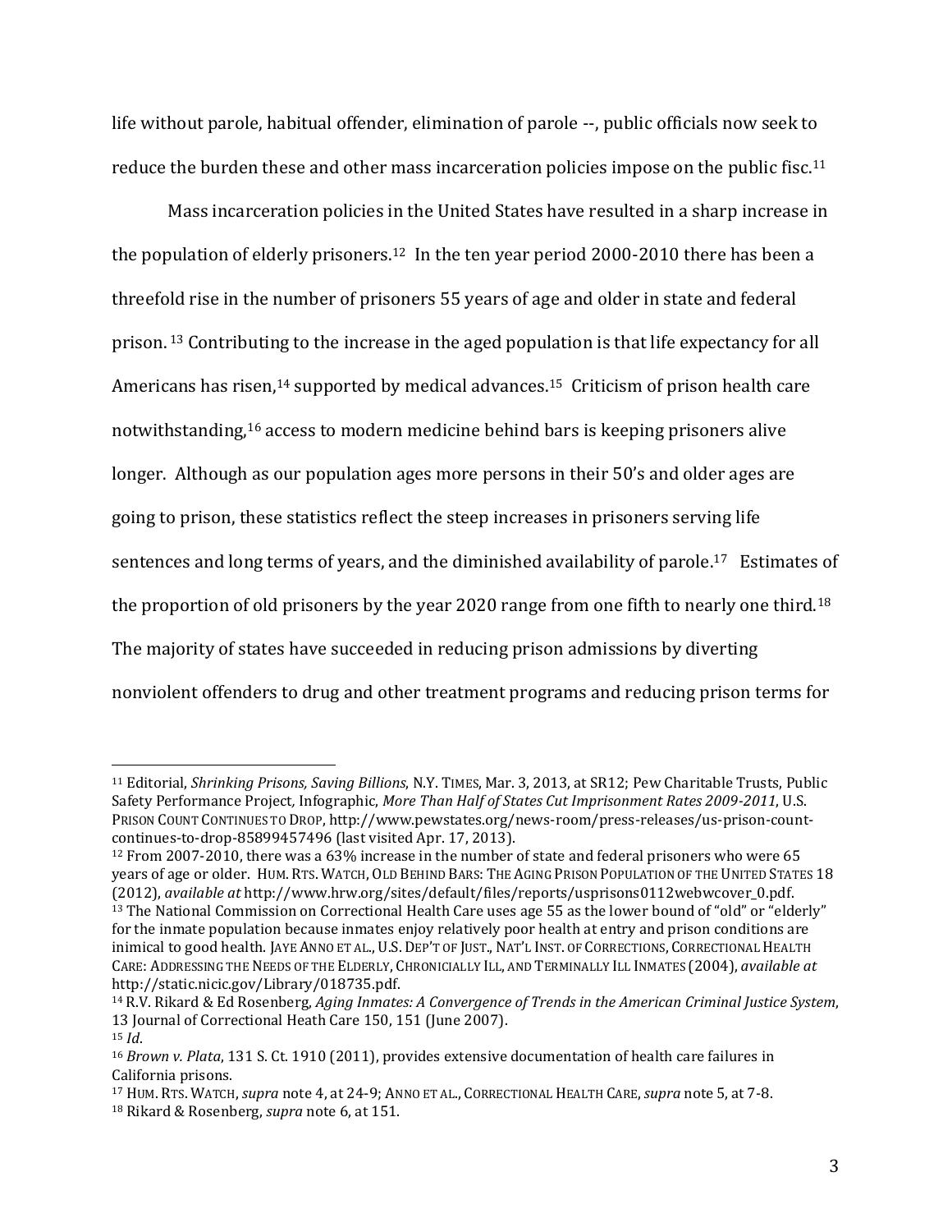life without parole, habitual offender, elimination of parole --, public officials now seek to reduce the burden these and other mass incarceration policies impose on the public fisc.[11]

Mass incarceration policies in the United States have resulted in a sharp increase in the population of elderly prisoners.[12] In the ten year period 2000-2010 there has been a threefold rise in the number of prisoners 55 years of age and older in state and federal prison. [13] Contributing to the increase in the aged population is that life expectancy for all Americans has risen,[14] supported by medical advances.[15] Criticism of prison health care notwithstanding,[16] access to modern medicine behind bars is keeping prisoners alive longer. Although as our population ages more persons in their 50's and older ages are going to prison, these statistics reflect the steep increases in prisoners serving life sentences and long terms of years, and the diminished availability of parole.[17] Estimates of the proportion of old prisoners by the year 2020 range from one fifth to nearly one third.[18] The majority of states have succeeded in reducing prison admissions by diverting nonviolent offenders to drug and other treatment programs and reducing prison terms for

---

[11] Editorial, *Shrinking Prisons, Saving Billions*, N.Y. TIMES, Mar. 3, 2013, at SR12; Pew Charitable Trusts, Public Safety Performance Project*,* Infographic, *More Than Half of States Cut Imprisonment Rates 2009-2011*, U.S. PRISON COUNT CONTINUES TO DROP, http://www.pewstates.org/news-room/press-releases/us-prison-count-continues-to-drop-85899457496 (last visited Apr. 17, 2013).

[12] From 2007-2010, there was a 63% increase in the number of state and federal prisoners who were 65 years of age or older. HUM. RTS. WATCH, OLD BEHIND BARS: THE AGING PRISON POPULATION OF THE UNITED STATES 18 (2012), *available at* http://www.hrw.org/sites/default/files/reports/usprisons0112webwcover_0.pdf.

[13] The National Commission on Correctional Health Care uses age 55 as the lower bound of "old" or "elderly" for the inmate population because inmates enjoy relatively poor health at entry and prison conditions are inimical to good health. JAYE ANNO ET AL., U.S. DEP'T OF JUST., NAT'L INST. OF CORRECTIONS, CORRECTIONAL HEALTH CARE: ADDRESSING THE NEEDS OF THE ELDERLY, CHRONICIALLY ILL, AND TERMINALLY ILL INMATES (2004), *available at* http://static.nicic.gov/Library/018735.pdf.

[14] R.V. Rikard & Ed Rosenberg, *Aging Inmates: A Convergence of Trends in the American Criminal Justice System*, 13 Journal of Correctional Heath Care 150, 151 (June 2007).

[15] *Id*.

[16] *Brown v. Plata*, 131 S. Ct. 1910 (2011), provides extensive documentation of health care failures in California prisons.

[17] HUM. RTS. WATCH, *supra* note 4, at 24-9; ANNO ET AL., CORRECTIONAL HEALTH CARE, *supra* note 5, at 7-8.

[18] Rikard & Rosenberg, *supra* note 6, at 151.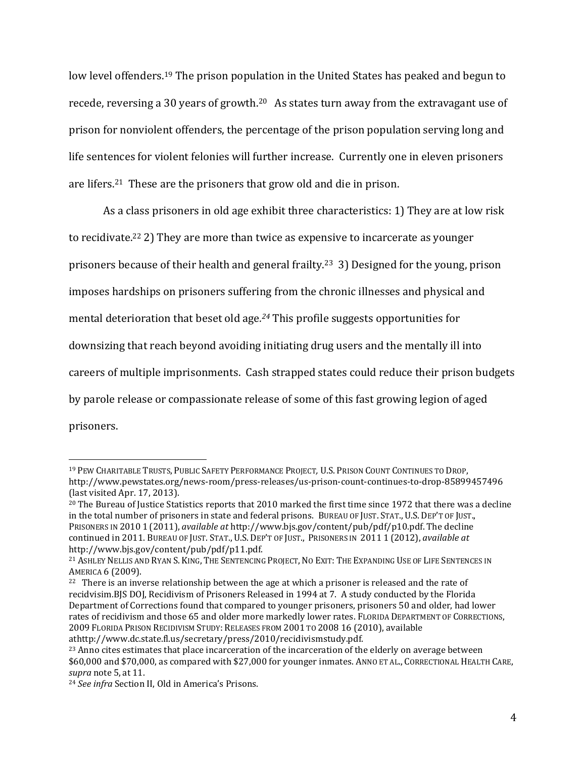low level offenders.[19] The prison population in the United States has peaked and begun to recede, reversing a 30 years of growth.[20] As states turn away from the extravagant use of prison for nonviolent offenders, the percentage of the prison population serving long and life sentences for violent felonies will further increase. Currently one in eleven prisoners are lifers.[21] These are the prisoners that grow old and die in prison.

As a class prisoners in old age exhibit three characteristics: 1) They are at low risk to recidivate.[22] 2) They are more than twice as expensive to incarcerate as younger prisoners because of their health and general frailty.[23] 3) Designed for the young, prison imposes hardships on prisoners suffering from the chronic illnesses and physical and mental deterioration that beset old age.*[24]* This profile suggests opportunities for downsizing that reach beyond avoiding initiating drug users and the mentally ill into careers of multiple imprisonments. Cash strapped states could reduce their prison budgets by parole release or compassionate release of some of this fast growing legion of aged prisoners.

---

[19] PEW CHARITABLE TRUSTS, PUBLIC SAFETY PERFORMANCE PROJECT, U.S. PRISON COUNT CONTINUES TO DROP, http://www.pewstates.org/news-room/press-releases/us-prison-count-continues-to-drop-85899457496 (last visited Apr. 17, 2013).

[20] The Bureau of Justice Statistics reports that 2010 marked the first time since 1972 that there was a decline in the total number of prisoners in state and federal prisons. BUREAU OF JUST. STAT., U.S. DEP'T OF JUST., PRISONERS IN 2010 1 (2011), *available at* http://www.bjs.gov/content/pub/pdf/p10.pdf. The decline continued in 2011. BUREAU OF JUST. STAT., U.S. DEP'T OF JUST., PRISONERS IN 2011 1 (2012), *available at* http://www.bjs.gov/content/pub/pdf/p11.pdf.

[21] ASHLEY NELLIS AND RYAN S. KING, THE SENTENCING PROJECT, NO EXIT: THE EXPANDING USE OF LIFE SENTENCES IN AMERICA 6 (2009).

[22] There is an inverse relationship between the age at which a prisoner is released and the rate of recidvisim.BJS DOJ, Recidivism of Prisoners Released in 1994 at 7. A study conducted by the Florida Department of Corrections found that compared to younger prisoners, prisoners 50 and older, had lower rates of recidivism and those 65 and older more markedly lower rates. FLORIDA DEPARTMENT OF CORRECTIONS, 2009 FLORIDA PRISON RECIDIVISM STUDY: RELEASES FROM 2001 TO 2008 16 (2010), available athttp://www.dc.state.fl.us/secretary/press/2010/recidivismstudy.pdf.

[23] Anno cites estimates that place incarceration of the incarceration of the elderly on average between $60,000 and $70,000, as compared with $27,000 for younger inmates. ANNO ET AL., CORRECTIONAL HEALTH CARE, *supra* note 5, at 11.

[24] *See infra* Section II, Old in America's Prisons.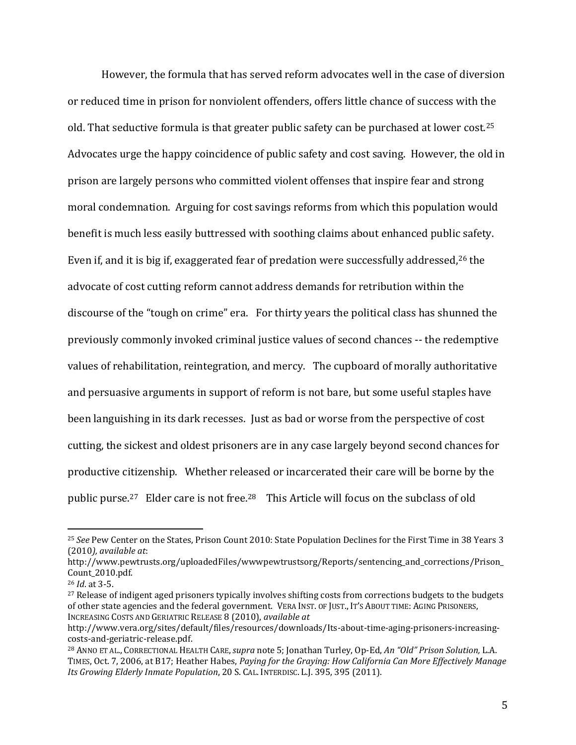However, the formula that has served reform advocates well in the case of diversion or reduced time in prison for nonviolent offenders, offers little chance of success with the old. That seductive formula is that greater public safety can be purchased at lower cost.[25] Advocates urge the happy coincidence of public safety and cost saving. However, the old in prison are largely persons who committed violent offenses that inspire fear and strong moral condemnation. Arguing for cost savings reforms from which this population would benefit is much less easily buttressed with soothing claims about enhanced public safety. Even if, and it is big if, exaggerated fear of predation were successfully addressed,[26] the advocate of cost cutting reform cannot address demands for retribution within the discourse of the "tough on crime" era. For thirty years the political class has shunned the previously commonly invoked criminal justice values of second chances -- the redemptive values of rehabilitation, reintegration, and mercy. The cupboard of morally authoritative and persuasive arguments in support of reform is not bare, but some useful staples have been languishing in its dark recesses. Just as bad or worse from the perspective of cost cutting, the sickest and oldest prisoners are in any case largely beyond second chances for productive citizenship. Whether released or incarcerated their care will be borne by the public purse.[27] Elder care is not free.[28] This Article will focus on the subclass of old

---

[25] *See* Pew Center on the States, Prison Count 2010: State Population Declines for the First Time in 38 Years 3 (2010*), available at*: http://www.pewtrusts.org/uploadedFiles/wwwpewtrustsorg/Reports/sentencing_and_corrections/Prison_Count_2010.pdf.

[26] *Id*. at 3-5.

[27] Release of indigent aged prisoners typically involves shifting costs from corrections budgets to the budgets of other state agencies and the federal government. VERA INST. OF JUST., IT'S ABOUT TIME: AGING PRISONERS, INCREASING COSTS AND GERIATRIC RELEASE 8 (2010), *available at* http://www.vera.org/sites/default/files/resources/downloads/Its-about-time-aging-prisoners-increasing-costs-and-geriatric-release.pdf.

[28] ANNO ET AL., CORRECTIONAL HEALTH CARE, *supra* note 5; Jonathan Turley, Op-Ed, *An "Old" Prison Solution,* L.A. TIMES, Oct. 7, 2006, at B17; Heather Habes, *Paying for the Graying: How California Can More Effectively Manage Its Growing Elderly Inmate Population*, 20 S. CAL. INTERDISC. L.J. 395, 395 (2011).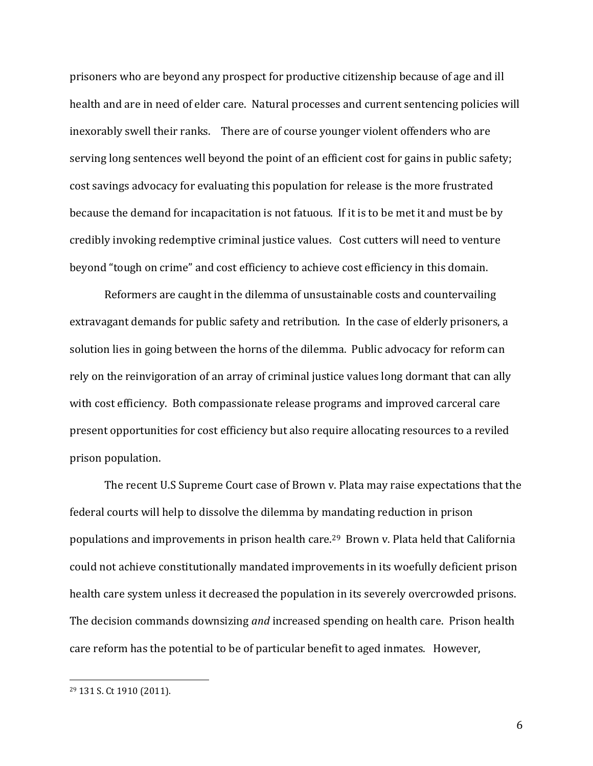prisoners who are beyond any prospect for productive citizenship because of age and ill health and are in need of elder care. Natural processes and current sentencing policies will inexorably swell their ranks. There are of course younger violent offenders who are serving long sentences well beyond the point of an efficient cost for gains in public safety; cost savings advocacy for evaluating this population for release is the more frustrated because the demand for incapacitation is not fatuous. If it is to be met it and must be by credibly invoking redemptive criminal justice values. Cost cutters will need to venture beyond "tough on crime" and cost efficiency to achieve cost efficiency in this domain.

Reformers are caught in the dilemma of unsustainable costs and countervailing extravagant demands for public safety and retribution. In the case of elderly prisoners, a solution lies in going between the horns of the dilemma. Public advocacy for reform can rely on the reinvigoration of an array of criminal justice values long dormant that can ally with cost efficiency. Both compassionate release programs and improved carceral care present opportunities for cost efficiency but also require allocating resources to a reviled prison population.

The recent U.S Supreme Court case of Brown v. Plata may raise expectations that the federal courts will help to dissolve the dilemma by mandating reduction in prison populations and improvements in prison health care.[29] Brown v. Plata held that California could not achieve constitutionally mandated improvements in its woefully deficient prison health care system unless it decreased the population in its severely overcrowded prisons. The decision commands downsizing *and* increased spending on health care. Prison health care reform has the potential to be of particular benefit to aged inmates. However,

---

[29] 131 S. Ct 1910 (2011).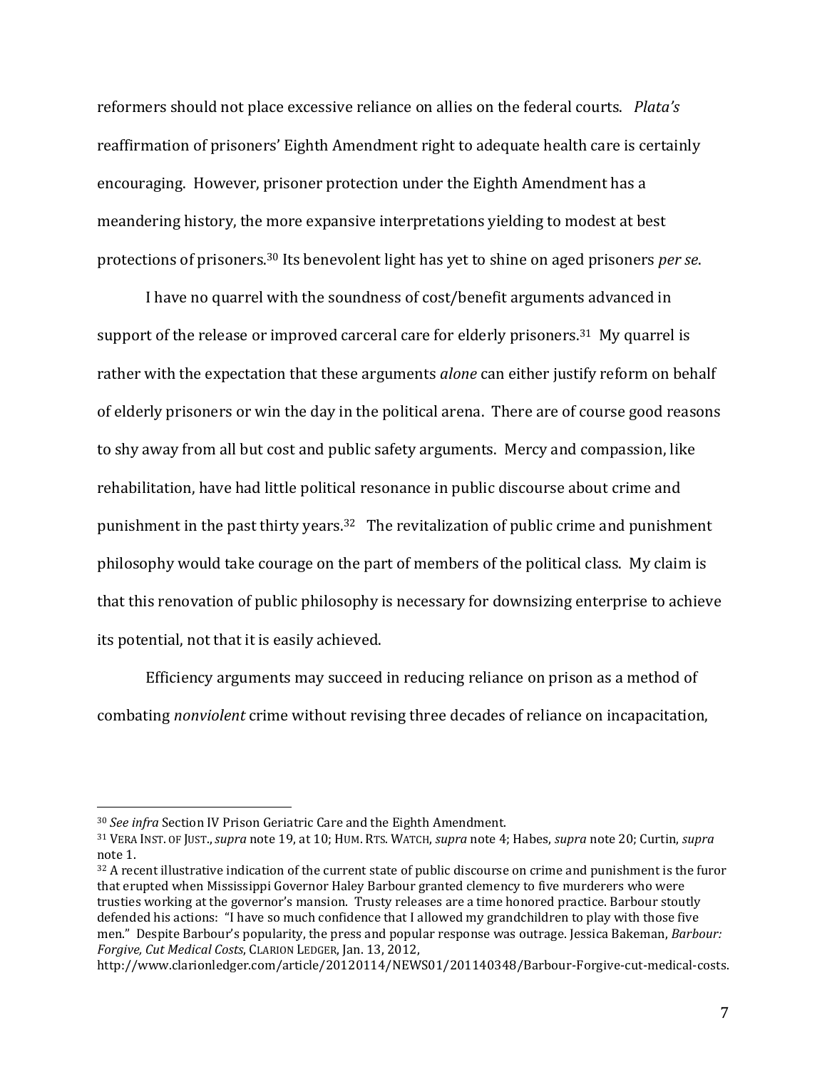reformers should not place excessive reliance on allies on the federal courts. *Plata's* reaffirmation of prisoners' Eighth Amendment right to adequate health care is certainly encouraging. However, prisoner protection under the Eighth Amendment has a meandering history, the more expansive interpretations yielding to modest at best protections of prisoners.[30] Its benevolent light has yet to shine on aged prisoners *per se*.

I have no quarrel with the soundness of cost/benefit arguments advanced in support of the release or improved carceral care for elderly prisoners.[31] My quarrel is rather with the expectation that these arguments *alone* can either justify reform on behalf of elderly prisoners or win the day in the political arena. There are of course good reasons to shy away from all but cost and public safety arguments. Mercy and compassion, like rehabilitation, have had little political resonance in public discourse about crime and punishment in the past thirty years.[32] The revitalization of public crime and punishment philosophy would take courage on the part of members of the political class. My claim is that this renovation of public philosophy is necessary for downsizing enterprise to achieve its potential, not that it is easily achieved.

Efficiency arguments may succeed in reducing reliance on prison as a method of combating *nonviolent* crime without revising three decades of reliance on incapacitation,

---

[30] *See infra* Section IV Prison Geriatric Care and the Eighth Amendment.

[31] VERA INST. OF JUST., *supra* note 19, at 10; HUM. RTS. WATCH, *supra* note 4; Habes, *supra* note 20; Curtin, *supra* note 1.

[32] A recent illustrative indication of the current state of public discourse on crime and punishment is the furor that erupted when Mississippi Governor Haley Barbour granted clemency to five murderers who were trusties working at the governor's mansion. Trusty releases are a time honored practice. Barbour stoutly defended his actions: "I have so much confidence that I allowed my grandchildren to play with those five men." Despite Barbour's popularity, the press and popular response was outrage. Jessica Bakeman, *Barbour: Forgive, Cut Medical Costs*, CLARION LEDGER, Jan. 13, 2012, http://www.clarionledger.com/article/20120114/NEWS01/201140348/Barbour-Forgive-cut-medical-costs.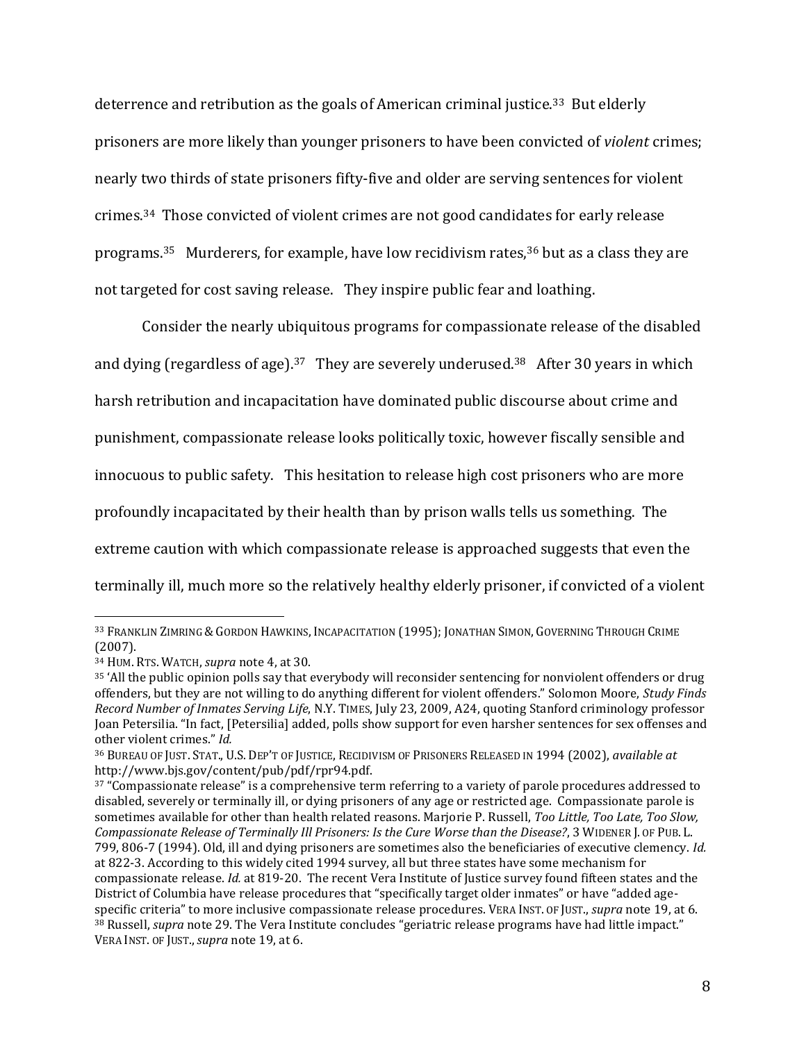deterrence and retribution as the goals of American criminal justice.[33] But elderly prisoners are more likely than younger prisoners to have been convicted of *violent* crimes; nearly two thirds of state prisoners fifty-five and older are serving sentences for violent crimes.[34] Those convicted of violent crimes are not good candidates for early release programs.[35] Murderers, for example, have low recidivism rates,[36] but as a class they are not targeted for cost saving release. They inspire public fear and loathing.

Consider the nearly ubiquitous programs for compassionate release of the disabled and dying (regardless of age).[37] They are severely underused.[38] After 30 years in which harsh retribution and incapacitation have dominated public discourse about crime and punishment, compassionate release looks politically toxic, however fiscally sensible and innocuous to public safety. This hesitation to release high cost prisoners who are more profoundly incapacitated by their health than by prison walls tells us something. The extreme caution with which compassionate release is approached suggests that even the terminally ill, much more so the relatively healthy elderly prisoner, if convicted of a violent

---

[33] FRANKLIN ZIMRING & GORDON HAWKINS, INCAPACITATION (1995); JONATHAN SIMON, GOVERNING THROUGH CRIME (2007).

[34] HUM. RTS. WATCH, *supra* note 4, at 30.

[35] 'All the public opinion polls say that everybody will reconsider sentencing for nonviolent offenders or drug offenders, but they are not willing to do anything different for violent offenders." Solomon Moore, *Study Finds Record Number of Inmates Serving Life*, N.Y. TIMES, July 23, 2009, A24, quoting Stanford criminology professor Joan Petersilia. "In fact, [Petersilia] added, polls show support for even harsher sentences for sex offenses and other violent crimes." *Id.*

[36] BUREAU OF JUST. STAT., U.S. DEP'T OF JUSTICE, RECIDIVISM OF PRISONERS RELEASED IN 1994 (2002), *available at* http://www.bjs.gov/content/pub/pdf/rpr94.pdf.

[37] "Compassionate release" is a comprehensive term referring to a variety of parole procedures addressed to disabled, severely or terminally ill, or dying prisoners of any age or restricted age. Compassionate parole is sometimes available for other than health related reasons. Marjorie P. Russell, *Too Little, Too Late, Too Slow, Compassionate Release of Terminally Ill Prisoners: Is the Cure Worse than the Disease?*, 3 WIDENER J. OF PUB. L. 799, 806-7 (1994). Old, ill and dying prisoners are sometimes also the beneficiaries of executive clemency. *Id.* at 822-3. According to this widely cited 1994 survey, all but three states have some mechanism for compassionate release. *Id.* at 819-20. The recent Vera Institute of Justice survey found fifteen states and the District of Columbia have release procedures that "specifically target older inmates" or have "added age-specific criteria" to more inclusive compassionate release procedures. VERA INST. OF JUST., *supra* note 19, at 6.

[38] Russell, *supra* note 29. The Vera Institute concludes "geriatric release programs have had little impact." VERA INST. OF JUST., *supra* note 19, at 6.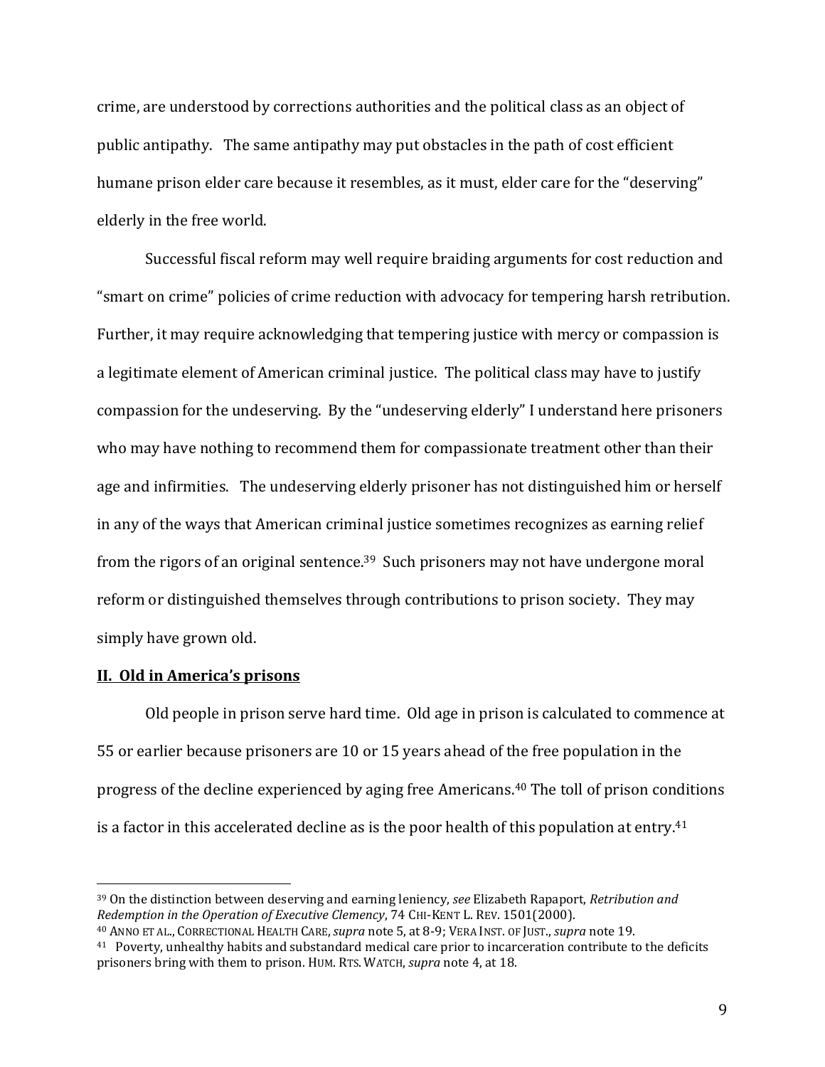crime, are understood by corrections authorities and the political class as an object of public antipathy. The same antipathy may put obstacles in the path of cost efficient humane prison elder care because it resembles, as it must, elder care for the "deserving" elderly in the free world.

Successful fiscal reform may well require braiding arguments for cost reduction and "smart on crime" policies of crime reduction with advocacy for tempering harsh retribution. Further, it may require acknowledging that tempering justice with mercy or compassion is a legitimate element of American criminal justice. The political class may have to justify compassion for the undeserving. By the "undeserving elderly" I understand here prisoners who may have nothing to recommend them for compassionate treatment other than their age and infirmities. The undeserving elderly prisoner has not distinguished him or herself in any of the ways that American criminal justice sometimes recognizes as earning relief from the rigors of an original sentence.[39] Such prisoners may not have undergone moral reform or distinguished themselves through contributions to prison society. They may simply have grown old.

## II. Old in America's prisons

Old people in prison serve hard time. Old age in prison is calculated to commence at 55 or earlier because prisoners are 10 or 15 years ahead of the free population in the progress of the decline experienced by aging free Americans.[40] The toll of prison conditions is a factor in this accelerated decline as is the poor health of this population at entry.[41]

---

[39] On the distinction between deserving and earning leniency, *see* Elizabeth Rapaport, *Retribution and Redemption in the Operation of Executive Clemency*, 74 CHI-KENT L. REV. 1501(2000).

[40] ANNO ET AL., CORRECTIONAL HEALTH CARE, *supra* note 5, at 8-9; VERA INST. OF JUST., *supra* note 19.

[41] Poverty, unhealthy habits and substandard medical care prior to incarceration contribute to the deficits prisoners bring with them to prison. HUM. RTS. WATCH, *supra* note 4, at 18.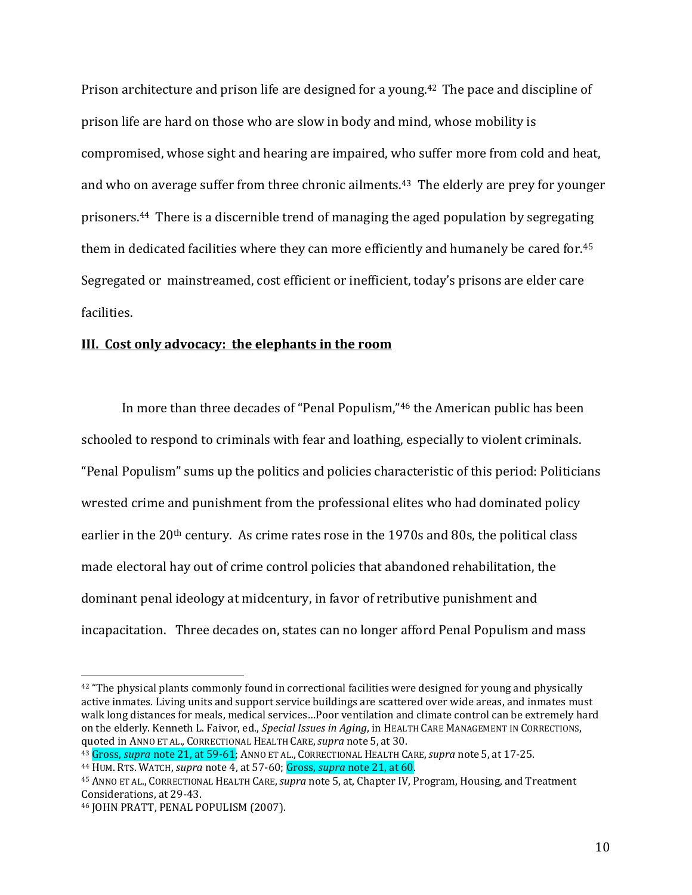Prison architecture and prison life are designed for a young.[42] The pace and discipline of prison life are hard on those who are slow in body and mind, whose mobility is compromised, whose sight and hearing are impaired, who suffer more from cold and heat, and who on average suffer from three chronic ailments.[43] The elderly are prey for younger prisoners.[44] There is a discernible trend of managing the aged population by segregating them in dedicated facilities where they can more efficiently and humanely be cared for.[45] Segregated or mainstreamed, cost efficient or inefficient, today's prisons are elder care facilities.

## **III. Cost only advocacy: the elephants in the room**

In more than three decades of "Penal Populism,"[46] the American public has been schooled to respond to criminals with fear and loathing, especially to violent criminals. "Penal Populism" sums up the politics and policies characteristic of this period: Politicians wrested crime and punishment from the professional elites who had dominated policy earlier in the 20th century. As crime rates rose in the 1970s and 80s, the political class made electoral hay out of crime control policies that abandoned rehabilitation, the dominant penal ideology at midcentury, in favor of retributive punishment and incapacitation. Three decades on, states can no longer afford Penal Populism and mass

---

[42] "The physical plants commonly found in correctional facilities were designed for young and physically active inmates. Living units and support service buildings are scattered over wide areas, and inmates must walk long distances for meals, medical services…Poor ventilation and climate control can be extremely hard on the elderly. Kenneth L. Faivor, ed., *Special Issues in Aging*, in HEALTH CARE MANAGEMENT IN CORRECTIONS, quoted in ANNO ET AL., CORRECTIONAL HEALTH CARE, *supra* note 5, at 30.

[43] Gross, *supra* note 21, at 59-61; ANNO ET AL., CORRECTIONAL HEALTH CARE, *supra* note 5, at 17-25.

[44] HUM. RTS. WATCH, *supra* note 4, at 57-60; Gross, *supra* note 21, at 60.

[45] ANNO ET AL., CORRECTIONAL HEALTH CARE, *supra* note 5, at, Chapter IV, Program, Housing, and Treatment Considerations, at 29-43.

[46] JOHN PRATT, PENAL POPULISM (2007).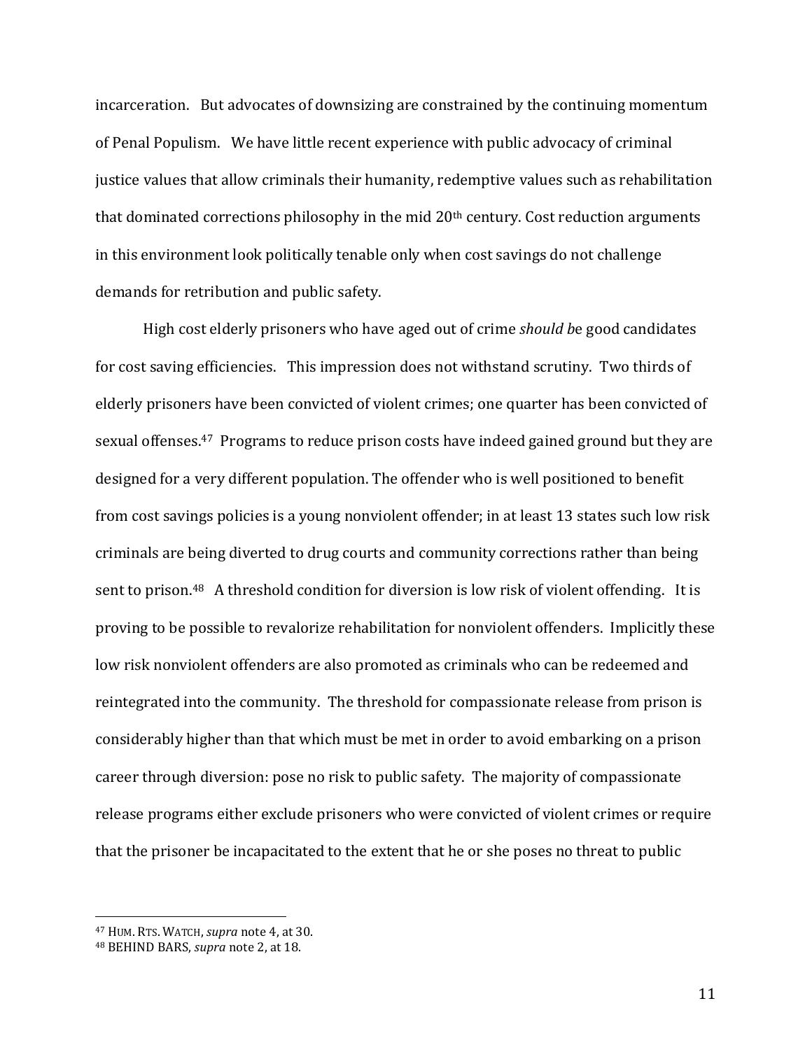incarceration. But advocates of downsizing are constrained by the continuing momentum of Penal Populism. We have little recent experience with public advocacy of criminal justice values that allow criminals their humanity, redemptive values such as rehabilitation that dominated corrections philosophy in the mid 20th century. Cost reduction arguments in this environment look politically tenable only when cost savings do not challenge demands for retribution and public safety.

High cost elderly prisoners who have aged out of crime *should b*e good candidates for cost saving efficiencies. This impression does not withstand scrutiny. Two thirds of elderly prisoners have been convicted of violent crimes; one quarter has been convicted of sexual offenses.[47] Programs to reduce prison costs have indeed gained ground but they are designed for a very different population. The offender who is well positioned to benefit from cost savings policies is a young nonviolent offender; in at least 13 states such low risk criminals are being diverted to drug courts and community corrections rather than being sent to prison.[48] A threshold condition for diversion is low risk of violent offending. It is proving to be possible to revalorize rehabilitation for nonviolent offenders. Implicitly these low risk nonviolent offenders are also promoted as criminals who can be redeemed and reintegrated into the community. The threshold for compassionate release from prison is considerably higher than that which must be met in order to avoid embarking on a prison career through diversion: pose no risk to public safety. The majority of compassionate release programs either exclude prisoners who were convicted of violent crimes or require that the prisoner be incapacitated to the extent that he or she poses no threat to public

---

[47] HUM. RTS. WATCH, *supra* note 4, at 30.

[48] BEHIND BARS, *supra* note 2, at 18.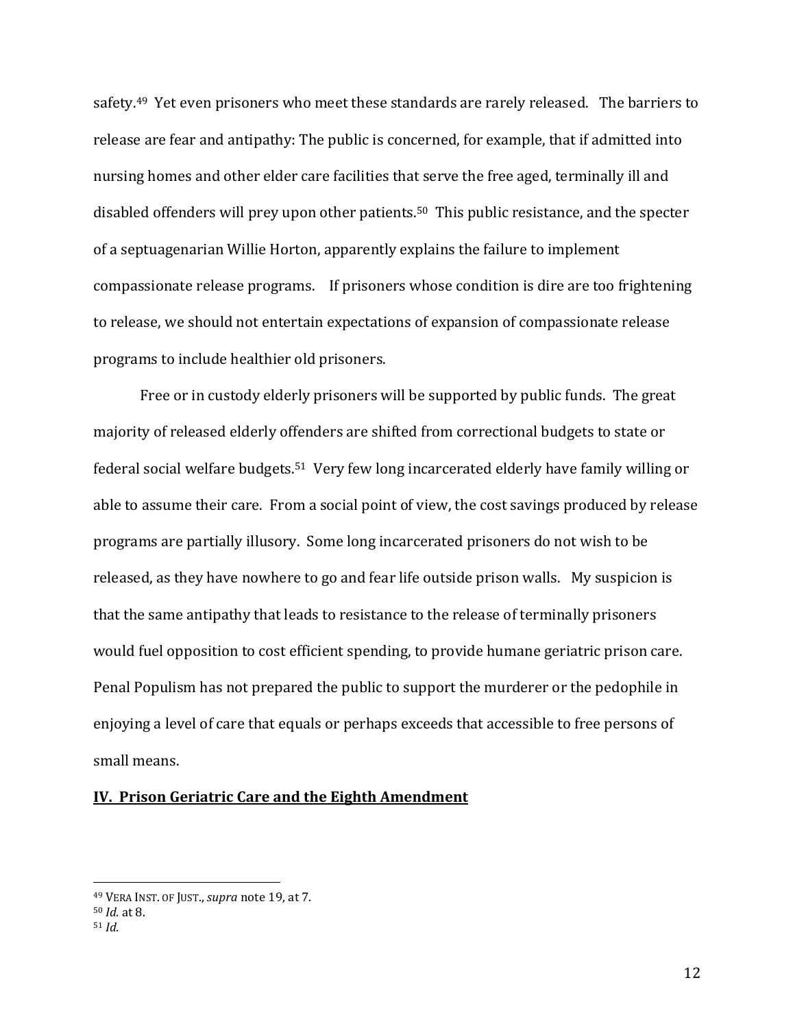safety.[49] Yet even prisoners who meet these standards are rarely released. The barriers to release are fear and antipathy: The public is concerned, for example, that if admitted into nursing homes and other elder care facilities that serve the free aged, terminally ill and disabled offenders will prey upon other patients.[50] This public resistance, and the specter of a septuagenarian Willie Horton, apparently explains the failure to implement compassionate release programs. If prisoners whose condition is dire are too frightening to release, we should not entertain expectations of expansion of compassionate release programs to include healthier old prisoners.

Free or in custody elderly prisoners will be supported by public funds. The great majority of released elderly offenders are shifted from correctional budgets to state or federal social welfare budgets.[51] Very few long incarcerated elderly have family willing or able to assume their care. From a social point of view, the cost savings produced by release programs are partially illusory. Some long incarcerated prisoners do not wish to be released, as they have nowhere to go and fear life outside prison walls. My suspicion is that the same antipathy that leads to resistance to the release of terminally prisoners would fuel opposition to cost efficient spending, to provide humane geriatric prison care. Penal Populism has not prepared the public to support the murderer or the pedophile in enjoying a level of care that equals or perhaps exceeds that accessible to free persons of small means.

## **IV. Prison Geriatric Care and the Eighth Amendment**

---

[49] VERA INST. OF JUST., *supra* note 19, at 7.
[50] *Id.* at 8.
[51] *Id.*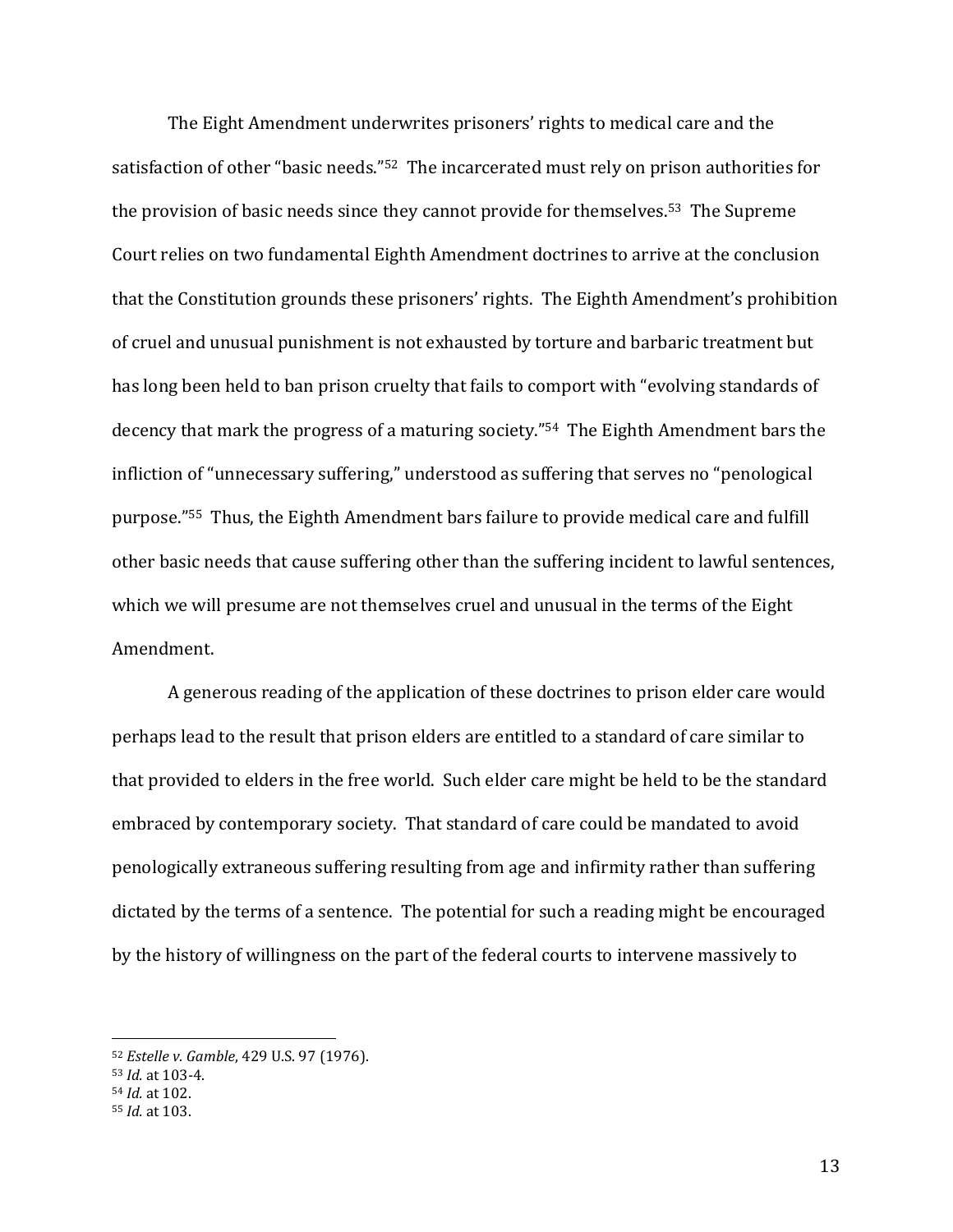The Eight Amendment underwrites prisoners' rights to medical care and the satisfaction of other "basic needs."[52] The incarcerated must rely on prison authorities for the provision of basic needs since they cannot provide for themselves.[53] The Supreme Court relies on two fundamental Eighth Amendment doctrines to arrive at the conclusion that the Constitution grounds these prisoners' rights. The Eighth Amendment's prohibition of cruel and unusual punishment is not exhausted by torture and barbaric treatment but has long been held to ban prison cruelty that fails to comport with "evolving standards of decency that mark the progress of a maturing society."[54] The Eighth Amendment bars the infliction of "unnecessary suffering," understood as suffering that serves no "penological purpose."[55] Thus, the Eighth Amendment bars failure to provide medical care and fulfill other basic needs that cause suffering other than the suffering incident to lawful sentences, which we will presume are not themselves cruel and unusual in the terms of the Eight Amendment.

A generous reading of the application of these doctrines to prison elder care would perhaps lead to the result that prison elders are entitled to a standard of care similar to that provided to elders in the free world. Such elder care might be held to be the standard embraced by contemporary society. That standard of care could be mandated to avoid penologically extraneous suffering resulting from age and infirmity rather than suffering dictated by the terms of a sentence. The potential for such a reading might be encouraged by the history of willingness on the part of the federal courts to intervene massively to

---

[52] *Estelle v. Gamble*, 429 U.S. 97 (1976).

[53] *Id.* at 103-4.

[54] *Id.* at 102.

[55] *Id.* at 103.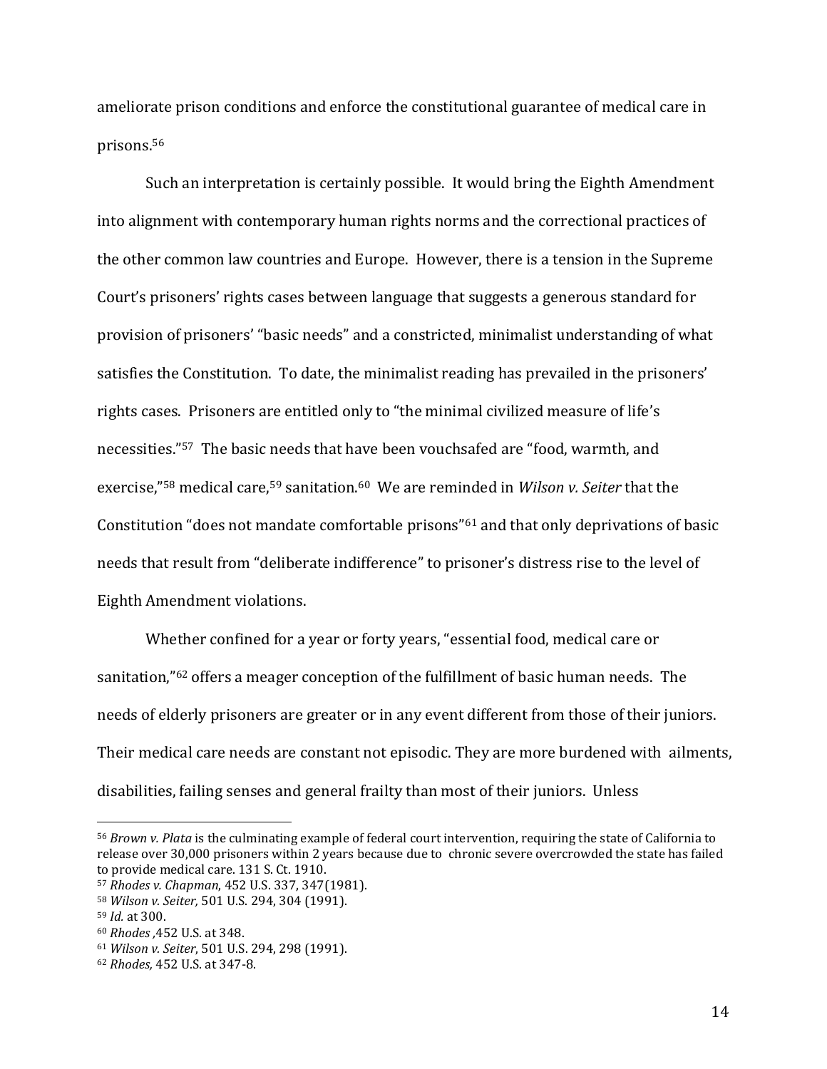ameliorate prison conditions and enforce the constitutional guarantee of medical care in prisons.[56]

Such an interpretation is certainly possible. It would bring the Eighth Amendment into alignment with contemporary human rights norms and the correctional practices of the other common law countries and Europe. However, there is a tension in the Supreme Court's prisoners' rights cases between language that suggests a generous standard for provision of prisoners' "basic needs" and a constricted, minimalist understanding of what satisfies the Constitution. To date, the minimalist reading has prevailed in the prisoners' rights cases. Prisoners are entitled only to "the minimal civilized measure of life's necessities."[57] The basic needs that have been vouchsafed are "food, warmth, and exercise,"[58] medical care,[59] sanitation.[60] We are reminded in *Wilson v. Seiter* that the Constitution "does not mandate comfortable prisons"[61] and that only deprivations of basic needs that result from "deliberate indifference" to prisoner's distress rise to the level of Eighth Amendment violations.

Whether confined for a year or forty years, "essential food, medical care or sanitation,"[62] offers a meager conception of the fulfillment of basic human needs. The needs of elderly prisoners are greater or in any event different from those of their juniors. Their medical care needs are constant not episodic. They are more burdened with ailments, disabilities, failing senses and general frailty than most of their juniors. Unless

---

[56] *Brown v. Plata* is the culminating example of federal court intervention, requiring the state of California to release over 30,000 prisoners within 2 years because due to chronic severe overcrowded the state has failed to provide medical care. 131 S. Ct. 1910.

[57] *Rhodes v. Chapman*, 452 U.S. 337, 347(1981).

[58] *Wilson v. Seiter,* 501 U.S. 294, 304 (1991).

[59] *Id.* at 300.

[60] *Rhodes* ,452 U.S. at 348.

[61] *Wilson v. Seiter*, 501 U.S. 294, 298 (1991).

[62] *Rhodes,* 452 U.S. at 347-8.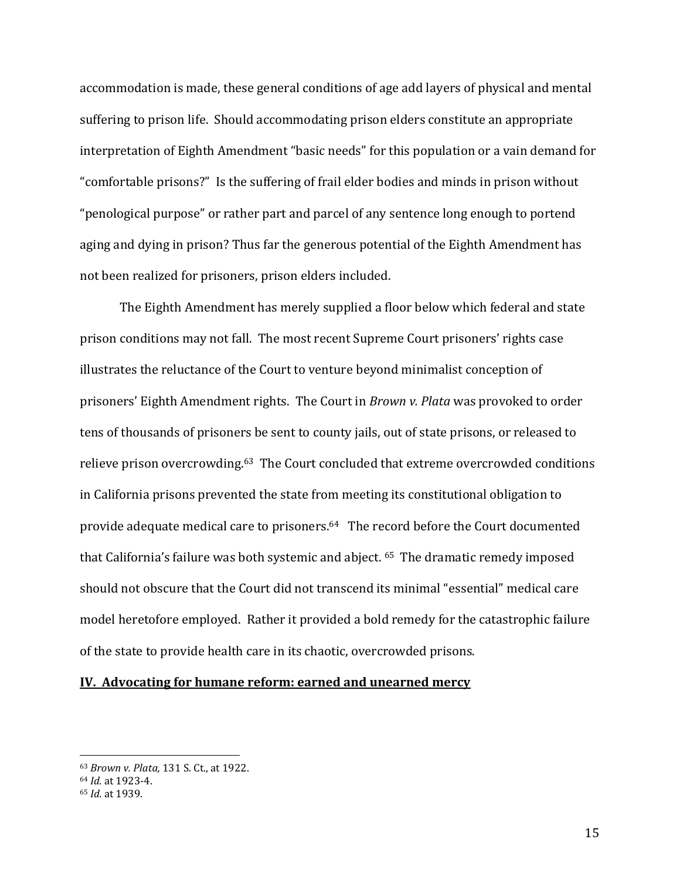accommodation is made, these general conditions of age add layers of physical and mental suffering to prison life. Should accommodating prison elders constitute an appropriate interpretation of Eighth Amendment "basic needs" for this population or a vain demand for "comfortable prisons?" Is the suffering of frail elder bodies and minds in prison without "penological purpose" or rather part and parcel of any sentence long enough to portend aging and dying in prison? Thus far the generous potential of the Eighth Amendment has not been realized for prisoners, prison elders included.

The Eighth Amendment has merely supplied a floor below which federal and state prison conditions may not fall. The most recent Supreme Court prisoners' rights case illustrates the reluctance of the Court to venture beyond minimalist conception of prisoners' Eighth Amendment rights. The Court in *Brown v. Plata* was provoked to order tens of thousands of prisoners be sent to county jails, out of state prisons, or released to relieve prison overcrowding.[63] The Court concluded that extreme overcrowded conditions in California prisons prevented the state from meeting its constitutional obligation to provide adequate medical care to prisoners.[64] The record before the Court documented that California's failure was both systemic and abject.[65] The dramatic remedy imposed should not obscure that the Court did not transcend its minimal "essential" medical care model heretofore employed. Rather it provided a bold remedy for the catastrophic failure of the state to provide health care in its chaotic, overcrowded prisons.

## **IV. Advocating for humane reform: earned and unearned mercy**

---

[63] *Brown v. Plata,* 131 S. Ct., at 1922.

[64] *Id.* at 1923-4.

[65] *Id.* at 1939.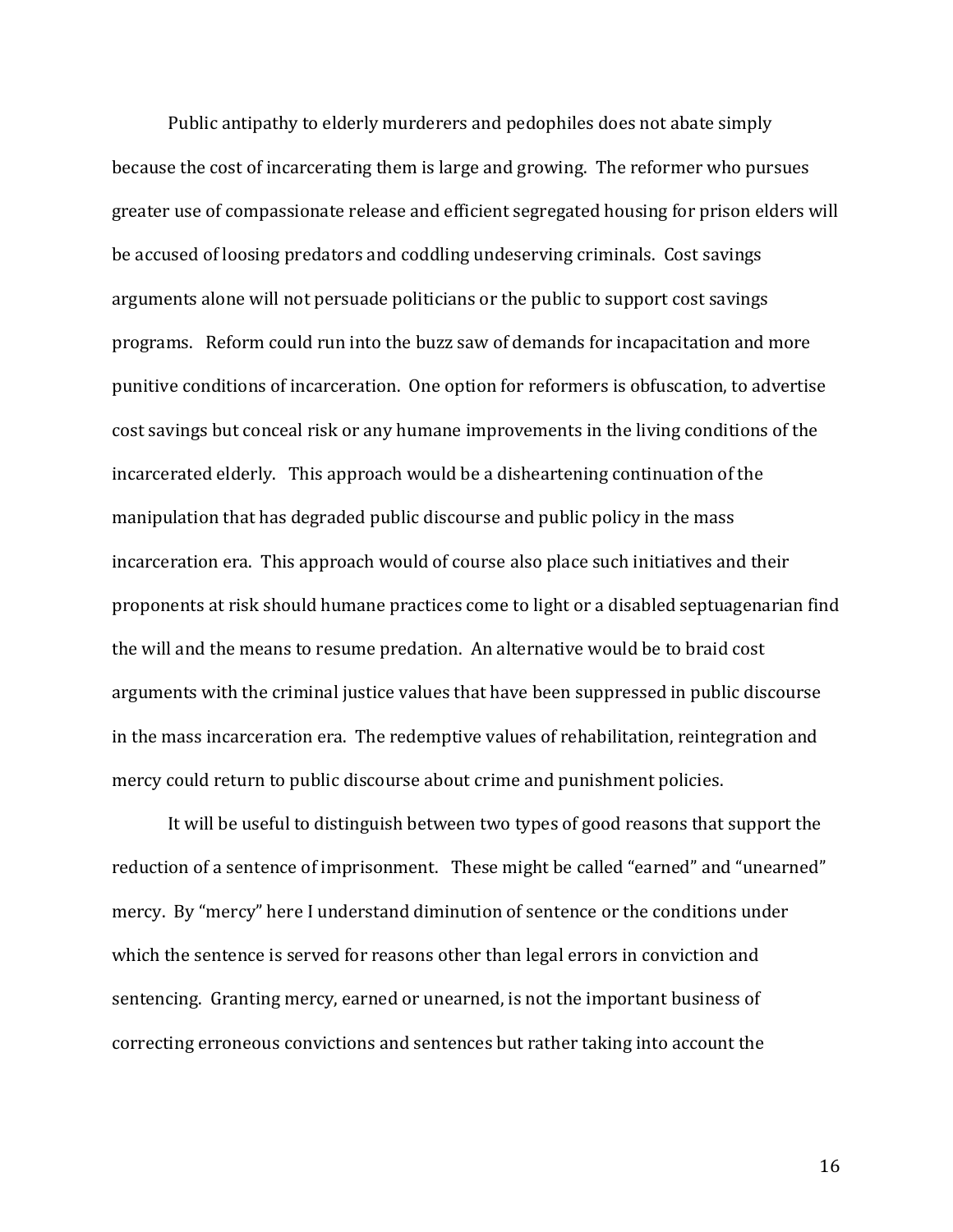Public antipathy to elderly murderers and pedophiles does not abate simply because the cost of incarcerating them is large and growing. The reformer who pursues greater use of compassionate release and efficient segregated housing for prison elders will be accused of loosing predators and coddling undeserving criminals. Cost savings arguments alone will not persuade politicians or the public to support cost savings programs. Reform could run into the buzz saw of demands for incapacitation and more punitive conditions of incarceration. One option for reformers is obfuscation, to advertise cost savings but conceal risk or any humane improvements in the living conditions of the incarcerated elderly. This approach would be a disheartening continuation of the manipulation that has degraded public discourse and public policy in the mass incarceration era. This approach would of course also place such initiatives and their proponents at risk should humane practices come to light or a disabled septuagenarian find the will and the means to resume predation. An alternative would be to braid cost arguments with the criminal justice values that have been suppressed in public discourse in the mass incarceration era. The redemptive values of rehabilitation, reintegration and mercy could return to public discourse about crime and punishment policies.

It will be useful to distinguish between two types of good reasons that support the reduction of a sentence of imprisonment. These might be called "earned" and "unearned" mercy. By "mercy" here I understand diminution of sentence or the conditions under which the sentence is served for reasons other than legal errors in conviction and sentencing. Granting mercy, earned or unearned, is not the important business of correcting erroneous convictions and sentences but rather taking into account the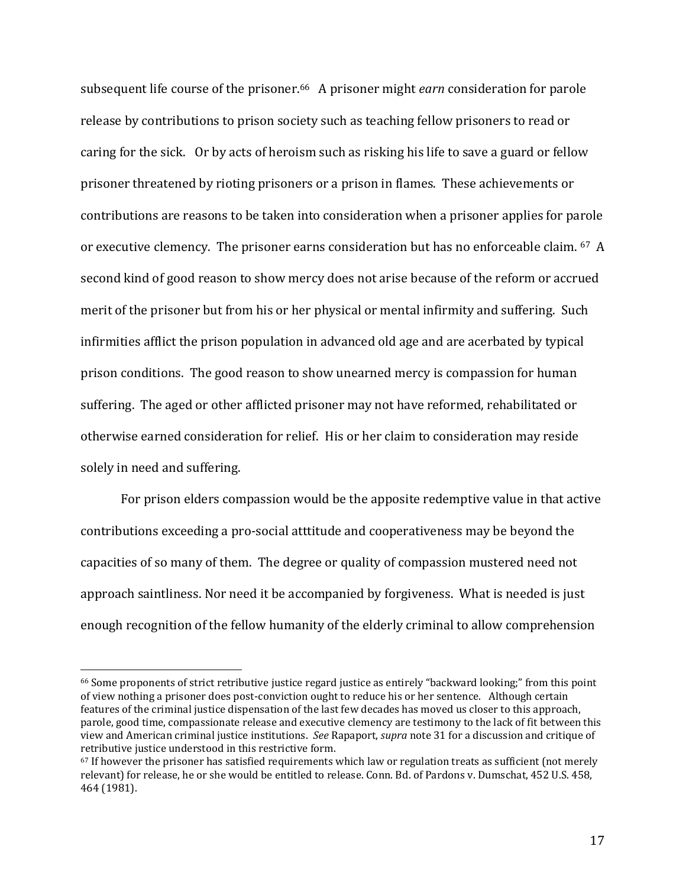subsequent life course of the prisoner.[66] A prisoner might *earn* consideration for parole release by contributions to prison society such as teaching fellow prisoners to read or caring for the sick. Or by acts of heroism such as risking his life to save a guard or fellow prisoner threatened by rioting prisoners or a prison in flames. These achievements or contributions are reasons to be taken into consideration when a prisoner applies for parole or executive clemency. The prisoner earns consideration but has no enforceable claim. [67] A second kind of good reason to show mercy does not arise because of the reform or accrued merit of the prisoner but from his or her physical or mental infirmity and suffering. Such infirmities afflict the prison population in advanced old age and are acerbated by typical prison conditions. The good reason to show unearned mercy is compassion for human suffering. The aged or other afflicted prisoner may not have reformed, rehabilitated or otherwise earned consideration for relief. His or her claim to consideration may reside solely in need and suffering.

For prison elders compassion would be the apposite redemptive value in that active contributions exceeding a pro-social atttitude and cooperativeness may be beyond the capacities of so many of them. The degree or quality of compassion mustered need not approach saintliness. Nor need it be accompanied by forgiveness. What is needed is just enough recognition of the fellow humanity of the elderly criminal to allow comprehension

---

[66] Some proponents of strict retributive justice regard justice as entirely "backward looking;" from this point of view nothing a prisoner does post-conviction ought to reduce his or her sentence. Although certain features of the criminal justice dispensation of the last few decades has moved us closer to this approach, parole, good time, compassionate release and executive clemency are testimony to the lack of fit between this view and American criminal justice institutions. *See* Rapaport, *supra* note 31 for a discussion and critique of retributive justice understood in this restrictive form.

[67] If however the prisoner has satisfied requirements which law or regulation treats as sufficient (not merely relevant) for release, he or she would be entitled to release. Conn. Bd. of Pardons v. Dumschat, 452 U.S. 458, 464 (1981).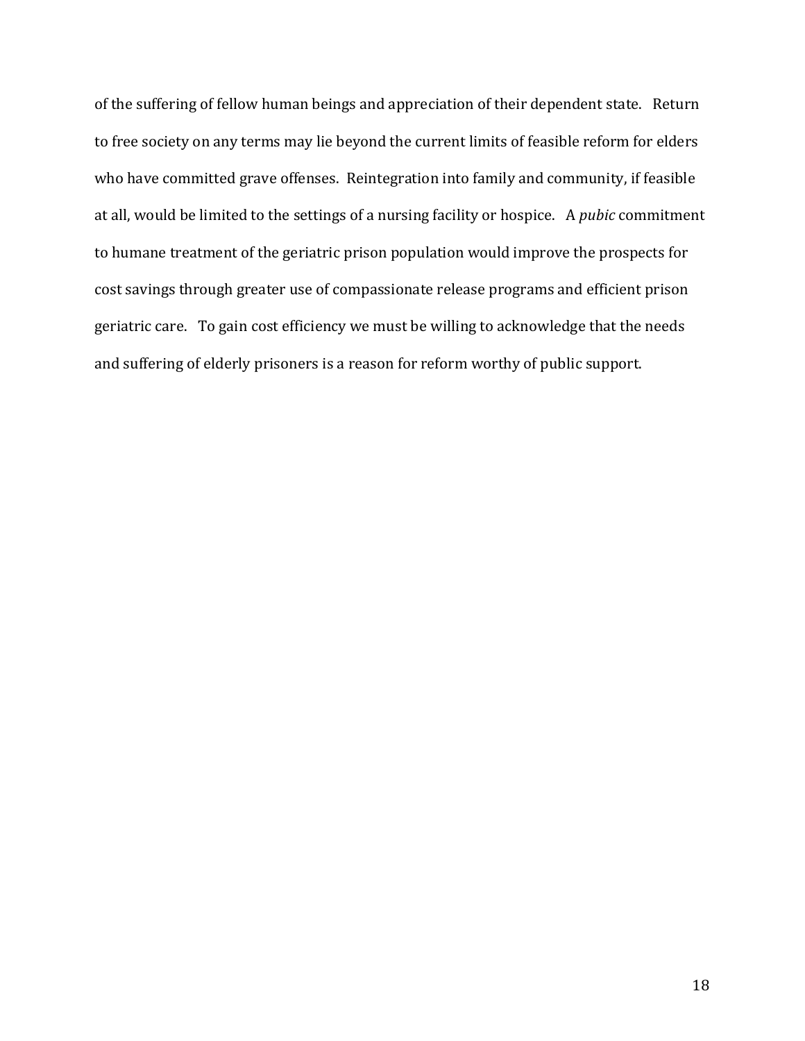of the suffering of fellow human beings and appreciation of their dependent state. Return to free society on any terms may lie beyond the current limits of feasible reform for elders who have committed grave offenses. Reintegration into family and community, if feasible at all, would be limited to the settings of a nursing facility or hospice. A *pubic* commitment to humane treatment of the geriatric prison population would improve the prospects for cost savings through greater use of compassionate release programs and efficient prison geriatric care. To gain cost efficiency we must be willing to acknowledge that the needs and suffering of elderly prisoners is a reason for reform worthy of public support.